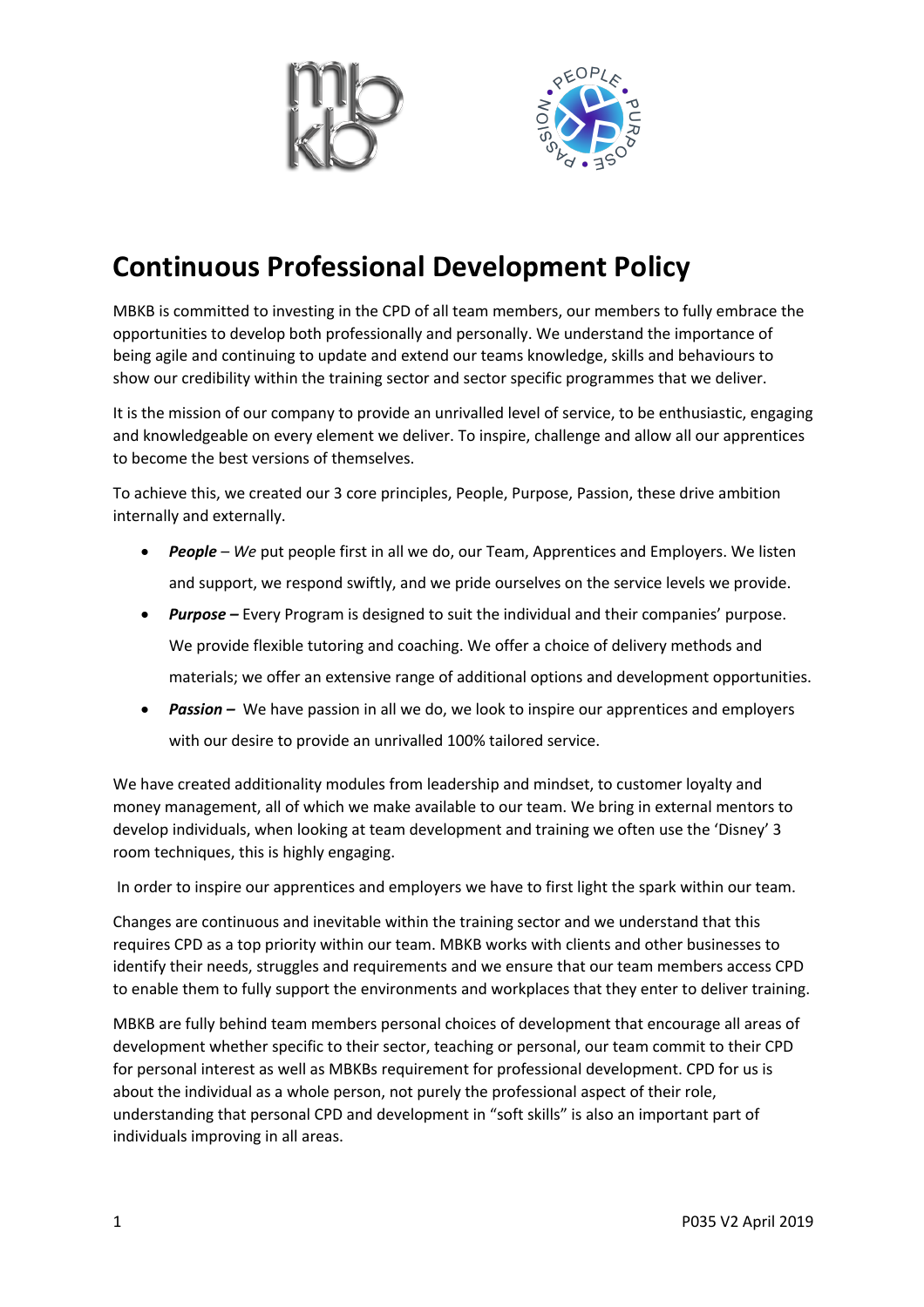# Continuous Professional Development Policy

MBKB is committed to investing in the CPD of all team members, our members to fully embrace the opportunities to develop both professionally and personally. We understand the importance of being agile and continuing to update and extend our teams knowledge, skills and behaviours to show our credibility within the training sector and sector specific programmes that we deliver.

It is the mission of our company to provide an unrivalled level of service, to be enthusiastic, engaging and knowledgeable on every element we deliver. To inspire, challenge and allow all our apprentices to become the best versions of themselves.

To achieve this, we created our 3 core principles, People, Purpose, Passion, these drive ambition internally and externally.

- ***People*** – *We* put people first in all we do, our Team, Apprentices and Employers. We listen and support, we respond swiftly, and we pride ourselves on the service levels we provide.
- ***Purpose –*** Every Program is designed to suit the individual and their companies' purpose. We provide flexible tutoring and coaching. We offer a choice of delivery methods and materials; we offer an extensive range of additional options and development opportunities.
- ***Passion –*** We have passion in all we do, we look to inspire our apprentices and employers with our desire to provide an unrivalled 100% tailored service.

We have created additionality modules from leadership and mindset, to customer loyalty and money management, all of which we make available to our team. We bring in external mentors to develop individuals, when looking at team development and training we often use the 'Disney' 3 room techniques, this is highly engaging.

In order to inspire our apprentices and employers we have to first light the spark within our team.

Changes are continuous and inevitable within the training sector and we understand that this requires CPD as a top priority within our team. MBKB works with clients and other businesses to identify their needs, struggles and requirements and we ensure that our team members access CPD to enable them to fully support the environments and workplaces that they enter to deliver training.

MBKB are fully behind team members personal choices of development that encourage all areas of development whether specific to their sector, teaching or personal, our team commit to their CPD for personal interest as well as MBKBs requirement for professional development. CPD for us is about the individual as a whole person, not purely the professional aspect of their role, understanding that personal CPD and development in "soft skills" is also an important part of individuals improving in all areas.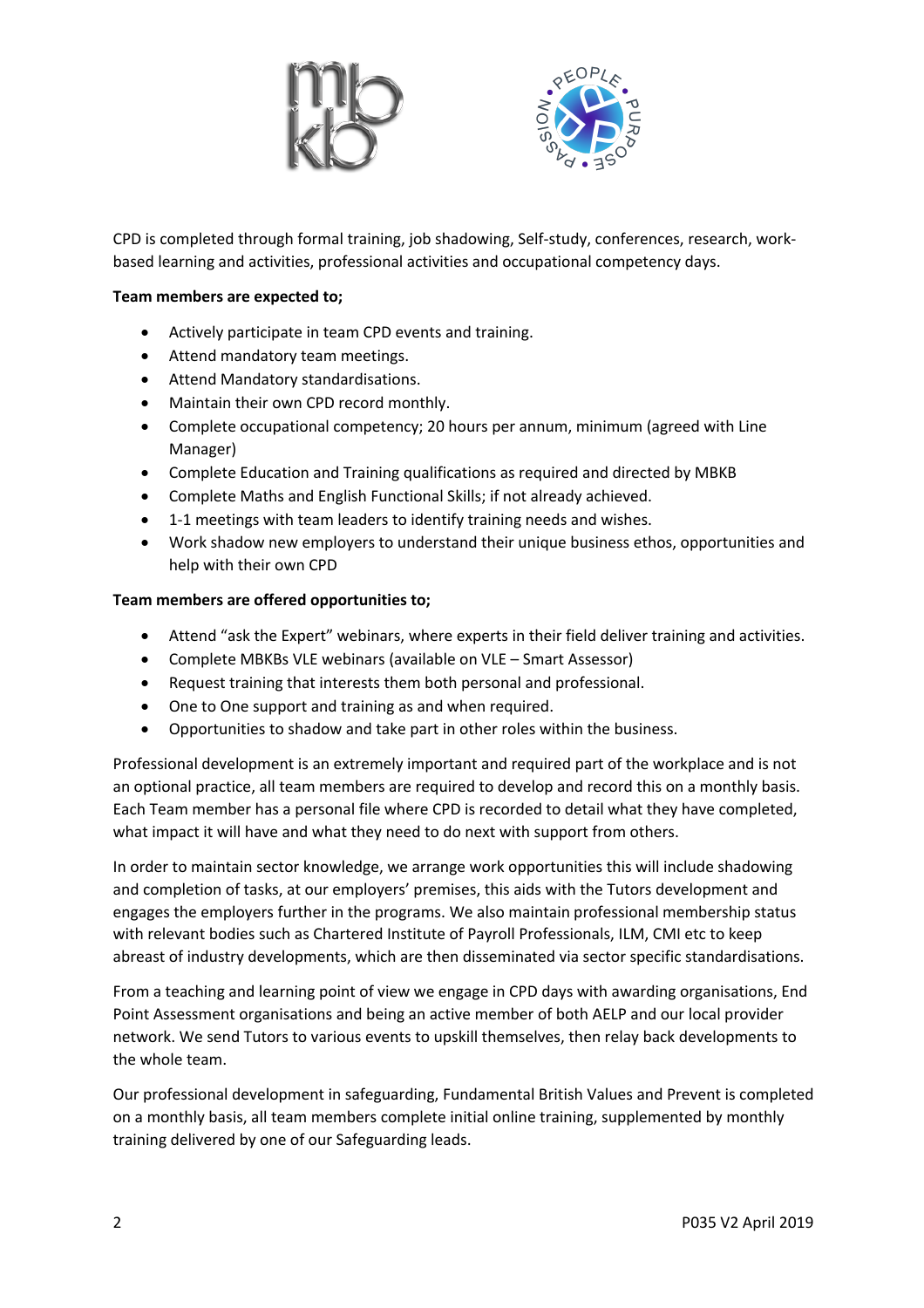CPD is completed through formal training, job shadowing, Self-study, conferences, research, work-based learning and activities, professional activities and occupational competency days.

**Team members are expected to;**

- Actively participate in team CPD events and training.
- Attend mandatory team meetings.
- Attend Mandatory standardisations.
- Maintain their own CPD record monthly.
- Complete occupational competency; 20 hours per annum, minimum (agreed with Line Manager)
- Complete Education and Training qualifications as required and directed by MBKB
- Complete Maths and English Functional Skills; if not already achieved.
- 1-1 meetings with team leaders to identify training needs and wishes.
- Work shadow new employers to understand their unique business ethos, opportunities and help with their own CPD

**Team members are offered opportunities to;**

- Attend "ask the Expert" webinars, where experts in their field deliver training and activities.
- Complete MBKBs VLE webinars (available on VLE – Smart Assessor)
- Request training that interests them both personal and professional.
- One to One support and training as and when required.
- Opportunities to shadow and take part in other roles within the business.

Professional development is an extremely important and required part of the workplace and is not an optional practice, all team members are required to develop and record this on a monthly basis. Each Team member has a personal file where CPD is recorded to detail what they have completed, what impact it will have and what they need to do next with support from others.

In order to maintain sector knowledge, we arrange work opportunities this will include shadowing and completion of tasks, at our employers' premises, this aids with the Tutors development and engages the employers further in the programs. We also maintain professional membership status with relevant bodies such as Chartered Institute of Payroll Professionals, ILM, CMI etc to keep abreast of industry developments, which are then disseminated via sector specific standardisations.

From a teaching and learning point of view we engage in CPD days with awarding organisations, End Point Assessment organisations and being an active member of both AELP and our local provider network. We send Tutors to various events to upskill themselves, then relay back developments to the whole team.

Our professional development in safeguarding, Fundamental British Values and Prevent is completed on a monthly basis, all team members complete initial online training, supplemented by monthly training delivered by one of our Safeguarding leads.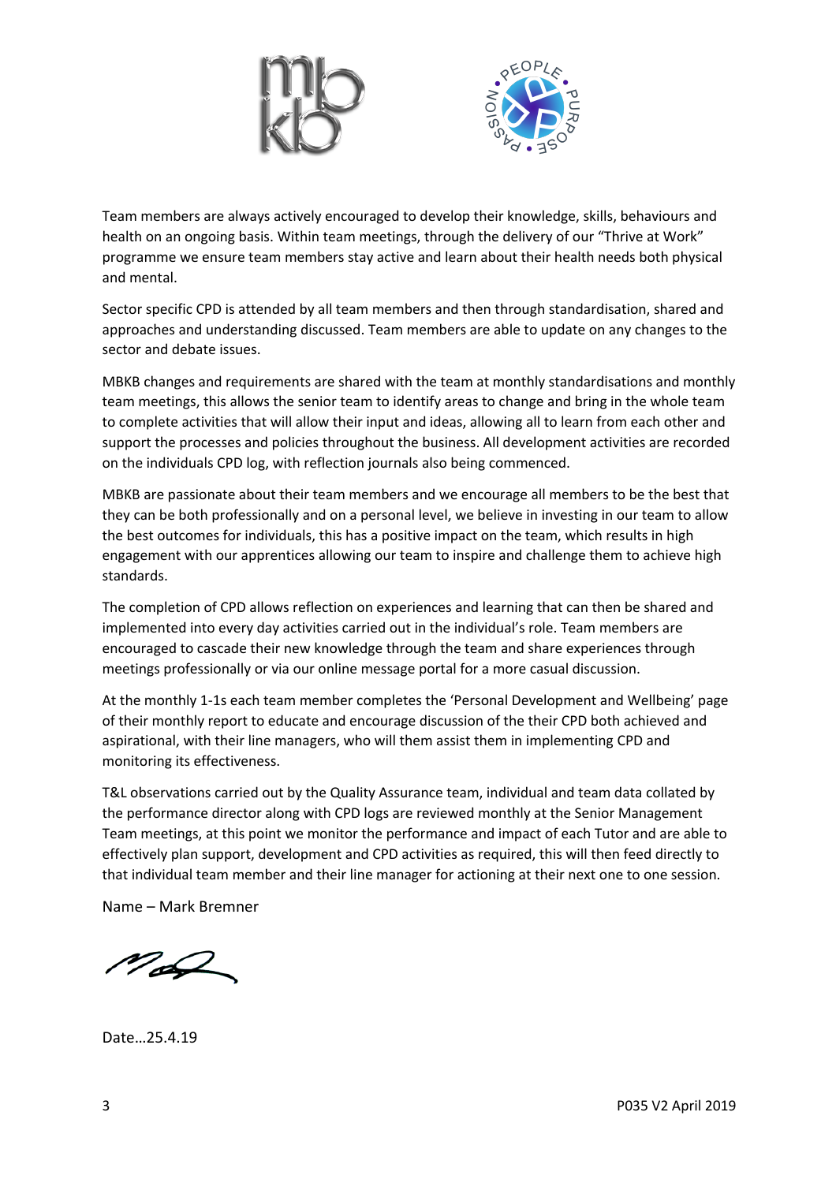Team members are always actively encouraged to develop their knowledge, skills, behaviours and health on an ongoing basis. Within team meetings, through the delivery of our "Thrive at Work" programme we ensure team members stay active and learn about their health needs both physical and mental.

Sector specific CPD is attended by all team members and then through standardisation, shared and approaches and understanding discussed. Team members are able to update on any changes to the sector and debate issues.

MBKB changes and requirements are shared with the team at monthly standardisations and monthly team meetings, this allows the senior team to identify areas to change and bring in the whole team to complete activities that will allow their input and ideas, allowing all to learn from each other and support the processes and policies throughout the business. All development activities are recorded on the individuals CPD log, with reflection journals also being commenced.

MBKB are passionate about their team members and we encourage all members to be the best that they can be both professionally and on a personal level, we believe in investing in our team to allow the best outcomes for individuals, this has a positive impact on the team, which results in high engagement with our apprentices allowing our team to inspire and challenge them to achieve high standards.

The completion of CPD allows reflection on experiences and learning that can then be shared and implemented into every day activities carried out in the individual's role. Team members are encouraged to cascade their new knowledge through the team and share experiences through meetings professionally or via our online message portal for a more casual discussion.

At the monthly 1-1s each team member completes the 'Personal Development and Wellbeing' page of their monthly report to educate and encourage discussion of the their CPD both achieved and aspirational, with their line managers, who will them assist them in implementing CPD and monitoring its effectiveness.

T&L observations carried out by the Quality Assurance team, individual and team data collated by the performance director along with CPD logs are reviewed monthly at the Senior Management Team meetings, at this point we monitor the performance and impact of each Tutor and are able to effectively plan support, development and CPD activities as required, this will then feed directly to that individual team member and their line manager for actioning at their next one to one session.

Name – Mark Bremner

Date…25.4.19

P035 V2 April 2019